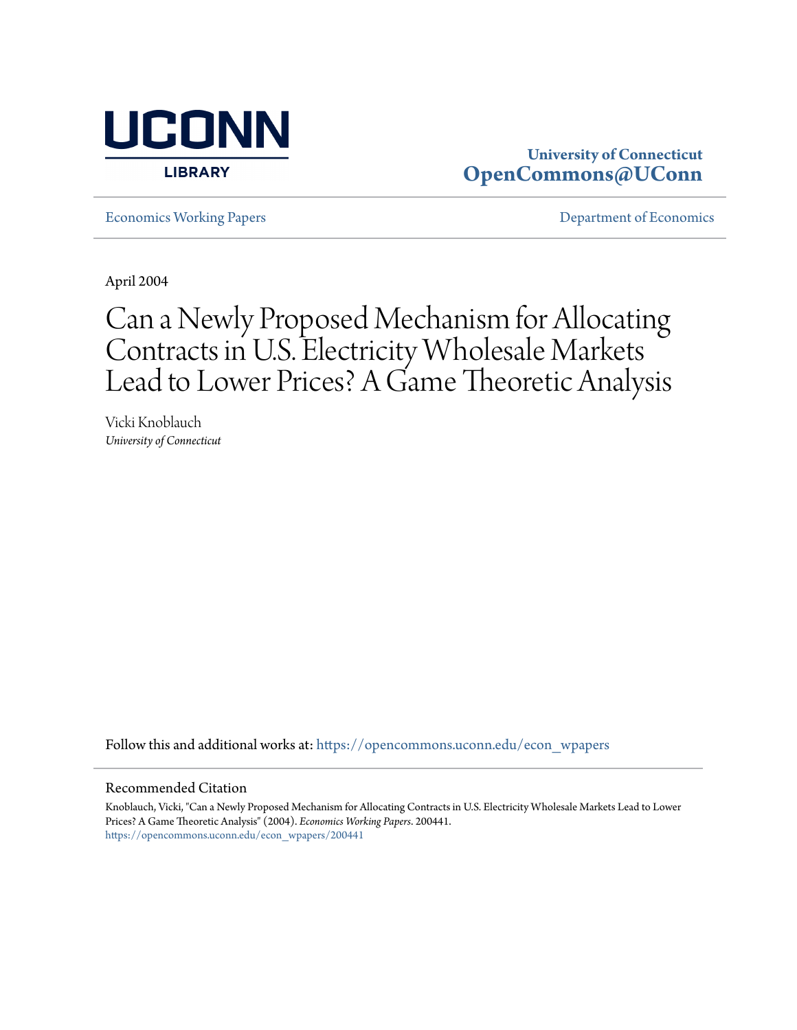University of Connecticut
**OpenCommons@UConn**

Economics Working Papers | Department of Economics

April 2004

# Can a Newly Proposed Mechanism for Allocating Contracts in U.S. Electricity Wholesale Markets Lead to Lower Prices? A Game Theoretic Analysis

Vicki Knoblauch
*University of Connecticut*

Follow this and additional works at: https://opencommons.uconn.edu/econ_wpapers

## Recommended Citation

Knoblauch, Vicki, "Can a Newly Proposed Mechanism for Allocating Contracts in U.S. Electricity Wholesale Markets Lead to Lower Prices? A Game Theoretic Analysis" (2004). *Economics Working Papers*. 200441.
https://opencommons.uconn.edu/econ_wpapers/200441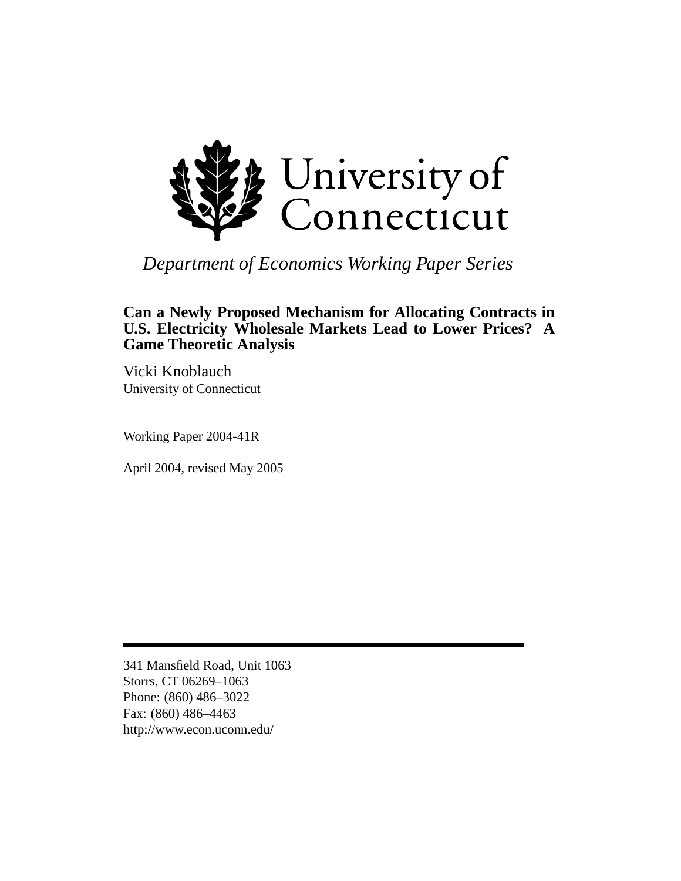# University of Connecticut

*Department of Economics Working Paper Series*

**Can a Newly Proposed Mechanism for Allocating Contracts in U.S. Electricity Wholesale Markets Lead to Lower Prices? A Game Theoretic Analysis**

Vicki Knoblauch
University of Connecticut

Working Paper 2004-41R

April 2004, revised May 2005

---

341 Mansfield Road, Unit 1063
Storrs, CT 06269–1063
Phone: (860) 486–3022
Fax: (860) 486–4463
http://www.econ.uconn.edu/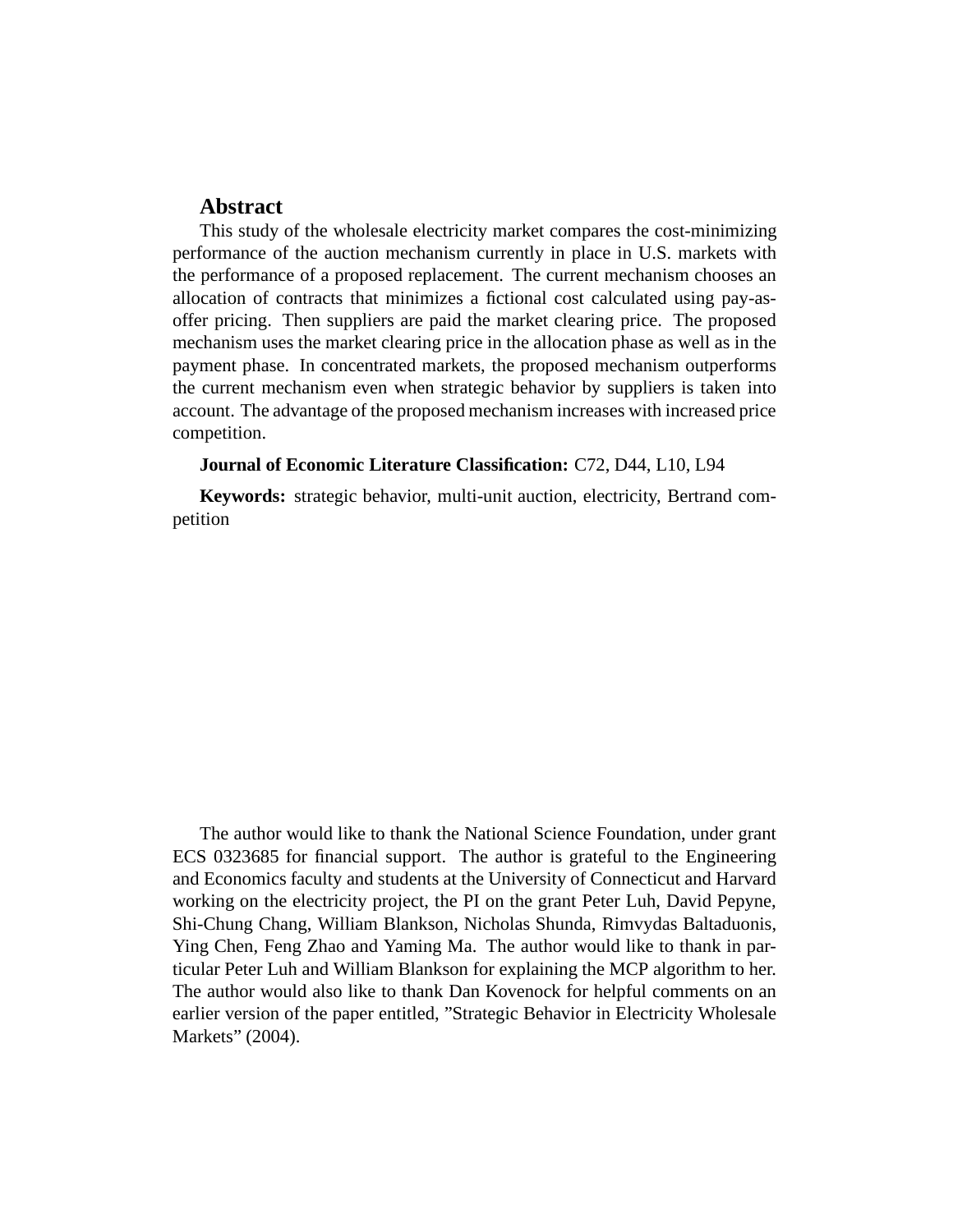## Abstract

This study of the wholesale electricity market compares the cost-minimizing performance of the auction mechanism currently in place in U.S. markets with the performance of a proposed replacement. The current mechanism chooses an allocation of contracts that minimizes a fictional cost calculated using pay-as-offer pricing. Then suppliers are paid the market clearing price. The proposed mechanism uses the market clearing price in the allocation phase as well as in the payment phase. In concentrated markets, the proposed mechanism outperforms the current mechanism even when strategic behavior by suppliers is taken into account. The advantage of the proposed mechanism increases with increased price competition.

**Journal of Economic Literature Classification:** C72, D44, L10, L94

**Keywords:** strategic behavior, multi-unit auction, electricity, Bertrand competition

The author would like to thank the National Science Foundation, under grant ECS 0323685 for financial support. The author is grateful to the Engineering and Economics faculty and students at the University of Connecticut and Harvard working on the electricity project, the PI on the grant Peter Luh, David Pepyne, Shi-Chung Chang, William Blankson, Nicholas Shunda, Rimvydas Baltaduonis, Ying Chen, Feng Zhao and Yaming Ma. The author would like to thank in particular Peter Luh and William Blankson for explaining the MCP algorithm to her. The author would also like to thank Dan Kovenock for helpful comments on an earlier version of the paper entitled, "Strategic Behavior in Electricity Wholesale Markets" (2004).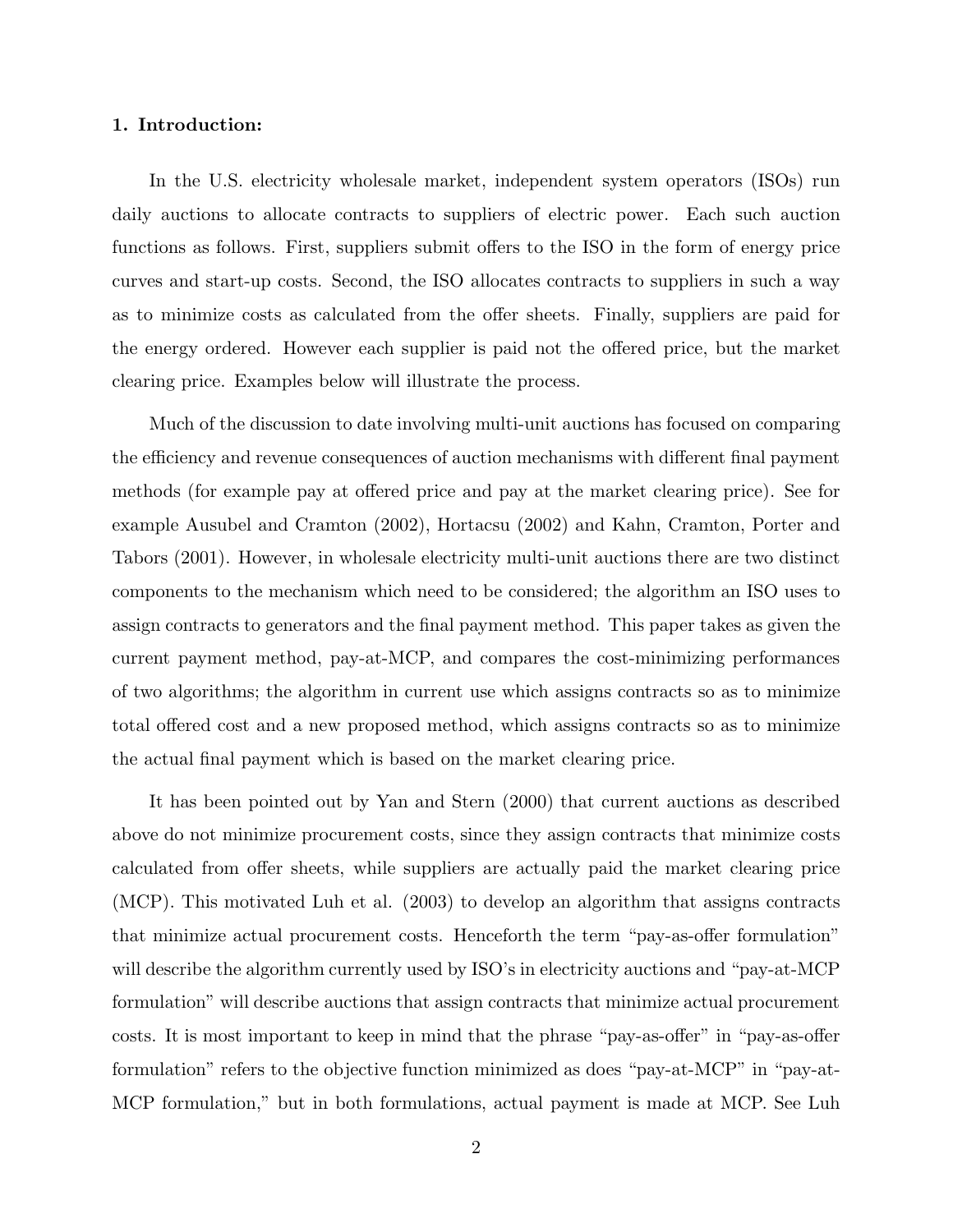**1. Introduction:**

In the U.S. electricity wholesale market, independent system operators (ISOs) run daily auctions to allocate contracts to suppliers of electric power. Each such auction functions as follows. First, suppliers submit offers to the ISO in the form of energy price curves and start-up costs. Second, the ISO allocates contracts to suppliers in such a way as to minimize costs as calculated from the offer sheets. Finally, suppliers are paid for the energy ordered. However each supplier is paid not the offered price, but the market clearing price. Examples below will illustrate the process.

Much of the discussion to date involving multi-unit auctions has focused on comparing the efficiency and revenue consequences of auction mechanisms with different final payment methods (for example pay at offered price and pay at the market clearing price). See for example Ausubel and Cramton (2002), Hortacsu (2002) and Kahn, Cramton, Porter and Tabors (2001). However, in wholesale electricity multi-unit auctions there are two distinct components to the mechanism which need to be considered; the algorithm an ISO uses to assign contracts to generators and the final payment method. This paper takes as given the current payment method, pay-at-MCP, and compares the cost-minimizing performances of two algorithms; the algorithm in current use which assigns contracts so as to minimize total offered cost and a new proposed method, which assigns contracts so as to minimize the actual final payment which is based on the market clearing price.

It has been pointed out by Yan and Stern (2000) that current auctions as described above do not minimize procurement costs, since they assign contracts that minimize costs calculated from offer sheets, while suppliers are actually paid the market clearing price (MCP). This motivated Luh et al. (2003) to develop an algorithm that assigns contracts that minimize actual procurement costs. Henceforth the term "pay-as-offer formulation" will describe the algorithm currently used by ISO's in electricity auctions and "pay-at-MCP formulation" will describe auctions that assign contracts that minimize actual procurement costs. It is most important to keep in mind that the phrase "pay-as-offer" in "pay-as-offer formulation" refers to the objective function minimized as does "pay-at-MCP" in "pay-at-MCP formulation," but in both formulations, actual payment is made at MCP. See Luh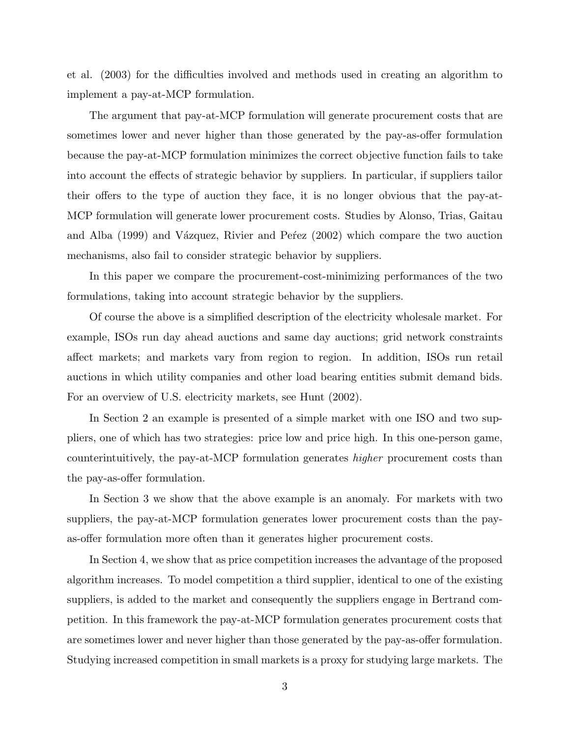et al. (2003) for the difficulties involved and methods used in creating an algorithm to implement a pay-at-MCP formulation.

The argument that pay-at-MCP formulation will generate procurement costs that are sometimes lower and never higher than those generated by the pay-as-offer formulation because the pay-at-MCP formulation minimizes the correct objective function fails to take into account the effects of strategic behavior by suppliers. In particular, if suppliers tailor their offers to the type of auction they face, it is no longer obvious that the pay-at-MCP formulation will generate lower procurement costs. Studies by Alonso, Trias, Gaitau and Alba (1999) and Vázquez, Rivier and Peŕez (2002) which compare the two auction mechanisms, also fail to consider strategic behavior by suppliers.

In this paper we compare the procurement-cost-minimizing performances of the two formulations, taking into account strategic behavior by the suppliers.

Of course the above is a simplified description of the electricity wholesale market. For example, ISOs run day ahead auctions and same day auctions; grid network constraints affect markets; and markets vary from region to region. In addition, ISOs run retail auctions in which utility companies and other load bearing entities submit demand bids. For an overview of U.S. electricity markets, see Hunt (2002).

In Section 2 an example is presented of a simple market with one ISO and two suppliers, one of which has two strategies: price low and price high. In this one-person game, counterintuitively, the pay-at-MCP formulation generates *higher* procurement costs than the pay-as-offer formulation.

In Section 3 we show that the above example is an anomaly. For markets with two suppliers, the pay-at-MCP formulation generates lower procurement costs than the pay-as-offer formulation more often than it generates higher procurement costs.

In Section 4, we show that as price competition increases the advantage of the proposed algorithm increases. To model competition a third supplier, identical to one of the existing suppliers, is added to the market and consequently the suppliers engage in Bertrand competition. In this framework the pay-at-MCP formulation generates procurement costs that are sometimes lower and never higher than those generated by the pay-as-offer formulation. Studying increased competition in small markets is a proxy for studying large markets. The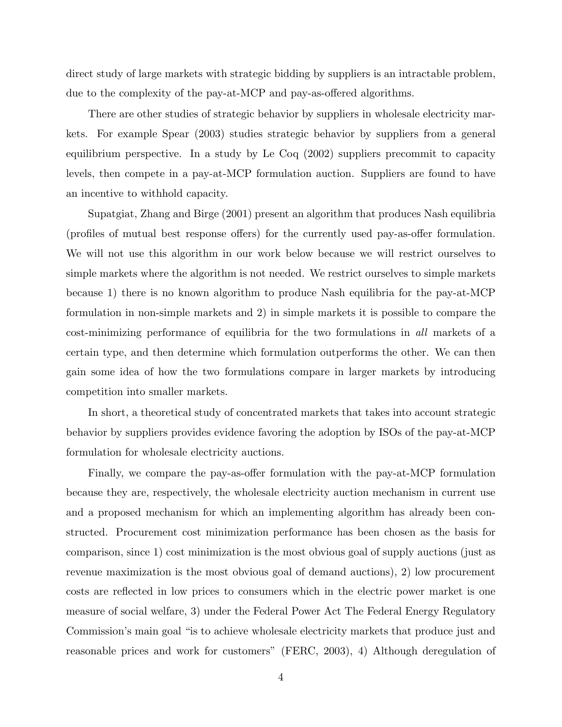direct study of large markets with strategic bidding by suppliers is an intractable problem, due to the complexity of the pay-at-MCP and pay-as-offered algorithms.

There are other studies of strategic behavior by suppliers in wholesale electricity markets. For example Spear (2003) studies strategic behavior by suppliers from a general equilibrium perspective. In a study by Le Coq (2002) suppliers precommit to capacity levels, then compete in a pay-at-MCP formulation auction. Suppliers are found to have an incentive to withhold capacity.

Supatgiat, Zhang and Birge (2001) present an algorithm that produces Nash equilibria (profiles of mutual best response offers) for the currently used pay-as-offer formulation. We will not use this algorithm in our work below because we will restrict ourselves to simple markets where the algorithm is not needed. We restrict ourselves to simple markets because 1) there is no known algorithm to produce Nash equilibria for the pay-at-MCP formulation in non-simple markets and 2) in simple markets it is possible to compare the cost-minimizing performance of equilibria for the two formulations in *all* markets of a certain type, and then determine which formulation outperforms the other. We can then gain some idea of how the two formulations compare in larger markets by introducing competition into smaller markets.

In short, a theoretical study of concentrated markets that takes into account strategic behavior by suppliers provides evidence favoring the adoption by ISOs of the pay-at-MCP formulation for wholesale electricity auctions.

Finally, we compare the pay-as-offer formulation with the pay-at-MCP formulation because they are, respectively, the wholesale electricity auction mechanism in current use and a proposed mechanism for which an implementing algorithm has already been constructed. Procurement cost minimization performance has been chosen as the basis for comparison, since 1) cost minimization is the most obvious goal of supply auctions (just as revenue maximization is the most obvious goal of demand auctions), 2) low procurement costs are reflected in low prices to consumers which in the electric power market is one measure of social welfare, 3) under the Federal Power Act The Federal Energy Regulatory Commission's main goal "is to achieve wholesale electricity markets that produce just and reasonable prices and work for customers" (FERC, 2003), 4) Although deregulation of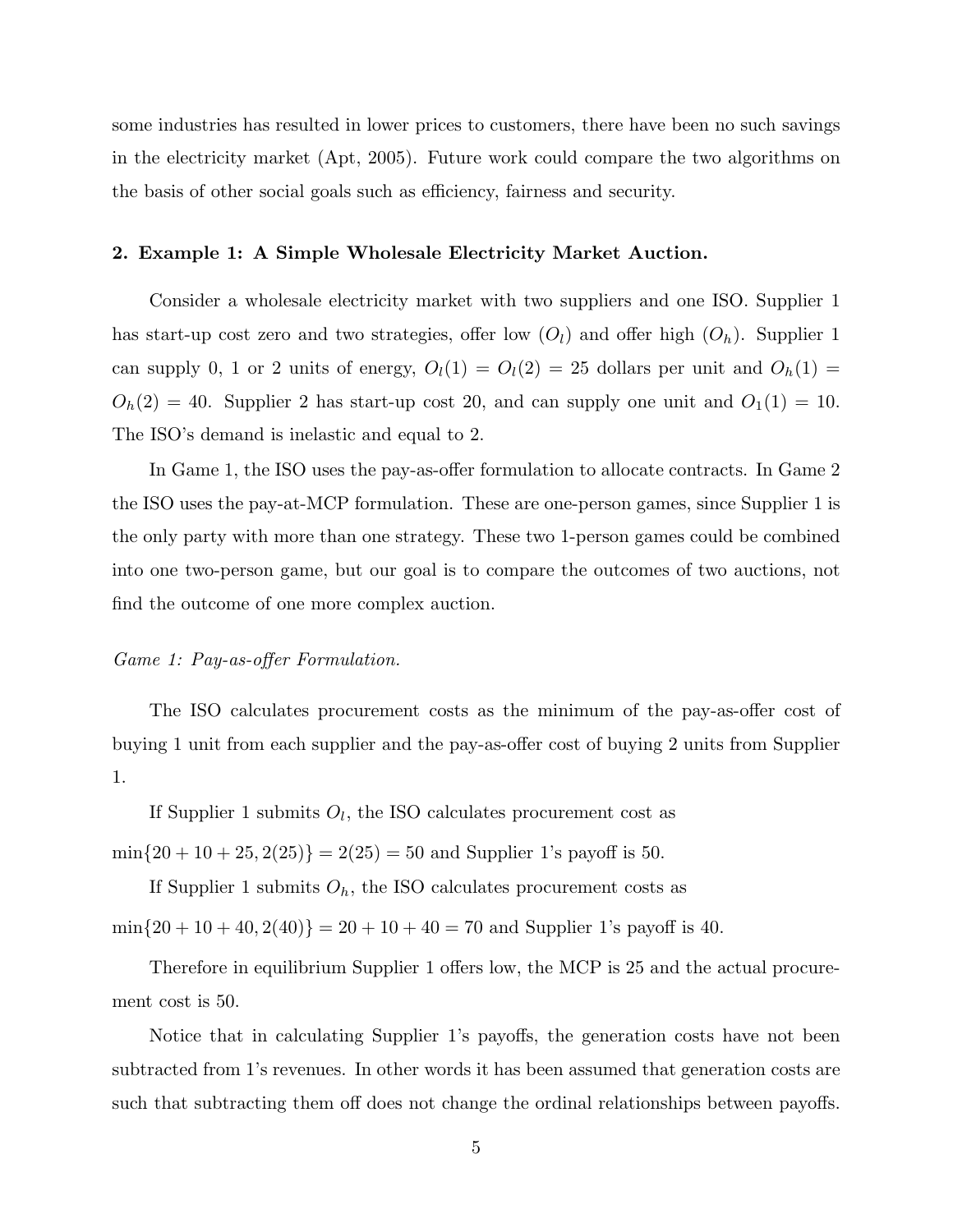some industries has resulted in lower prices to customers, there have been no such savings in the electricity market (Apt, 2005). Future work could compare the two algorithms on the basis of other social goals such as efficiency, fairness and security.

## 2. Example 1: A Simple Wholesale Electricity Market Auction.

Consider a wholesale electricity market with two suppliers and one ISO. Supplier 1 has start-up cost zero and two strategies, offer low ($O_l$) and offer high ($O_h$). Supplier 1 can supply 0, 1 or 2 units of energy, $O_l(1) = O_l(2) = 25$ dollars per unit and $O_h(1) = O_h(2) = 40$. Supplier 2 has start-up cost 20, and can supply one unit and $O_1(1) = 10$. The ISO's demand is inelastic and equal to 2.

In Game 1, the ISO uses the pay-as-offer formulation to allocate contracts. In Game 2 the ISO uses the pay-at-MCP formulation. These are one-person games, since Supplier 1 is the only party with more than one strategy. These two 1-person games could be combined into one two-person game, but our goal is to compare the outcomes of two auctions, not find the outcome of one more complex auction.

*Game 1: Pay-as-offer Formulation.*

The ISO calculates procurement costs as the minimum of the pay-as-offer cost of buying 1 unit from each supplier and the pay-as-offer cost of buying 2 units from Supplier 1.

If Supplier 1 submits $O_l$, the ISO calculates procurement cost as

$\min\{20 + 10 + 25, 2(25)\} = 2(25) = 50$ and Supplier 1's payoff is 50.

If Supplier 1 submits $O_h$, the ISO calculates procurement costs as

$\min\{20 + 10 + 40, 2(40)\} = 20 + 10 + 40 = 70$ and Supplier 1's payoff is 40.

Therefore in equilibrium Supplier 1 offers low, the MCP is 25 and the actual procurement cost is 50.

Notice that in calculating Supplier 1's payoffs, the generation costs have not been subtracted from 1's revenues. In other words it has been assumed that generation costs are such that subtracting them off does not change the ordinal relationships between payoffs.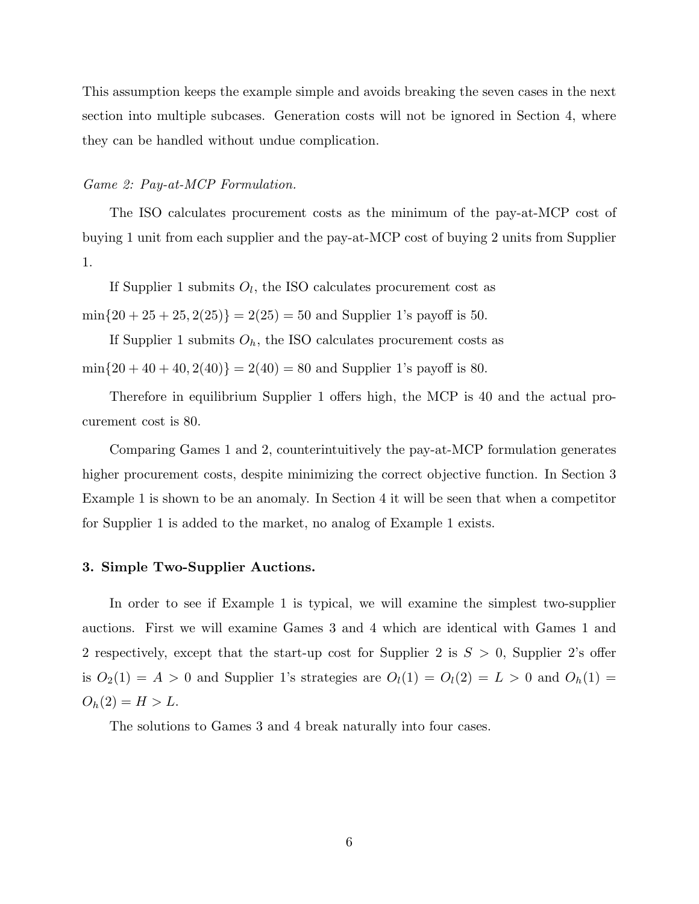This assumption keeps the example simple and avoids breaking the seven cases in the next section into multiple subcases. Generation costs will not be ignored in Section 4, where they can be handled without undue complication.

*Game 2: Pay-at-MCP Formulation.*

The ISO calculates procurement costs as the minimum of the pay-at-MCP cost of buying 1 unit from each supplier and the pay-at-MCP cost of buying 2 units from Supplier 1.

If Supplier 1 submits $O_l$, the ISO calculates procurement cost as $\min\{20 + 25 + 25, 2(25)\} = 2(25) = 50$ and Supplier 1's payoff is 50.

If Supplier 1 submits $O_h$, the ISO calculates procurement costs as $\min\{20 + 40 + 40, 2(40)\} = 2(40) = 80$ and Supplier 1's payoff is 80.

Therefore in equilibrium Supplier 1 offers high, the MCP is 40 and the actual procurement cost is 80.

Comparing Games 1 and 2, counterintuitively the pay-at-MCP formulation generates higher procurement costs, despite minimizing the correct objective function. In Section 3 Example 1 is shown to be an anomaly. In Section 4 it will be seen that when a competitor for Supplier 1 is added to the market, no analog of Example 1 exists.

## 3. Simple Two-Supplier Auctions.

In order to see if Example 1 is typical, we will examine the simplest two-supplier auctions. First we will examine Games 3 and 4 which are identical with Games 1 and 2 respectively, except that the start-up cost for Supplier 2 is $S > 0$, Supplier 2's offer is $O_2(1) = A > 0$ and Supplier 1's strategies are $O_l(1) = O_l(2) = L > 0$ and $O_h(1) = O_h(2) = H > L$.

The solutions to Games 3 and 4 break naturally into four cases.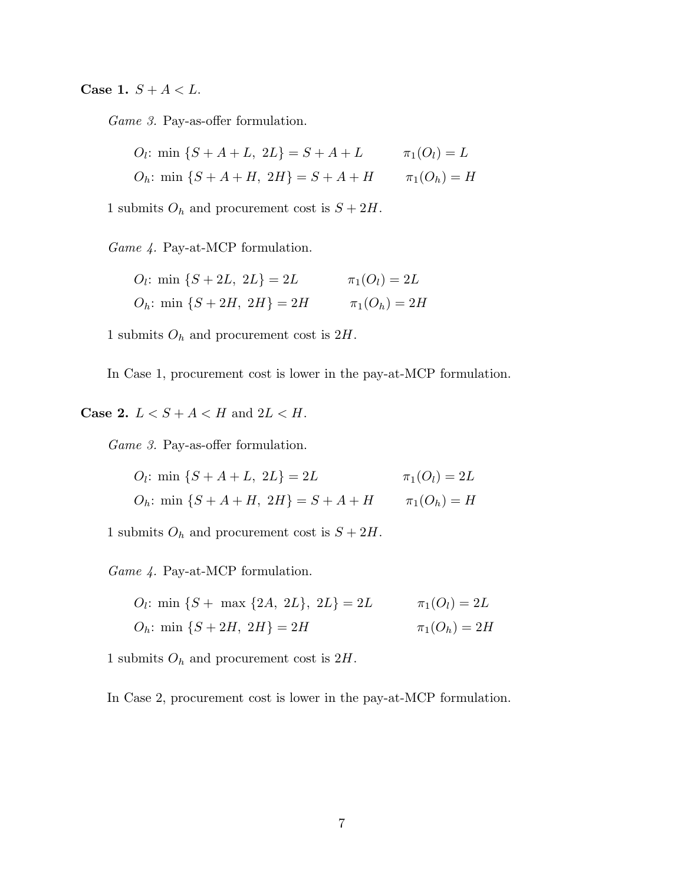**Case 1.** $S + A < L$.

*Game 3.* Pay-as-offer formulation.

$$O_l\text{: } \min\{S + A + L,\ 2L\} = S + A + L \qquad \pi_1(O_l) = L$$

$$O_h\text{: } \min\{S + A + H,\ 2H\} = S + A + H \qquad \pi_1(O_h) = H$$

1 submits $O_h$ and procurement cost is $S + 2H$.

*Game 4.* Pay-at-MCP formulation.

$$O_l\text{: } \min\{S + 2L,\ 2L\} = 2L \qquad \pi_1(O_l) = 2L$$

$$O_h\text{: } \min\{S + 2H,\ 2H\} = 2H \qquad \pi_1(O_h) = 2H$$

1 submits $O_h$ and procurement cost is $2H$.

In Case 1, procurement cost is lower in the pay-at-MCP formulation.

**Case 2.** $L < S + A < H$ and $2L < H$.

*Game 3.* Pay-as-offer formulation.

$$O_l\text{: } \min\{S + A + L,\ 2L\} = 2L \qquad \pi_1(O_l) = 2L$$

$$O_h\text{: } \min\{S + A + H,\ 2H\} = S + A + H \qquad \pi_1(O_h) = H$$

1 submits $O_h$ and procurement cost is $S + 2H$.

*Game 4.* Pay-at-MCP formulation.

$$O_l\text{: } \min\{S + \max\{2A,\ 2L\},\ 2L\} = 2L \qquad \pi_1(O_l) = 2L$$

$$O_h\text{: } \min\{S + 2H,\ 2H\} = 2H \qquad \pi_1(O_h) = 2H$$

1 submits $O_h$ and procurement cost is $2H$.

In Case 2, procurement cost is lower in the pay-at-MCP formulation.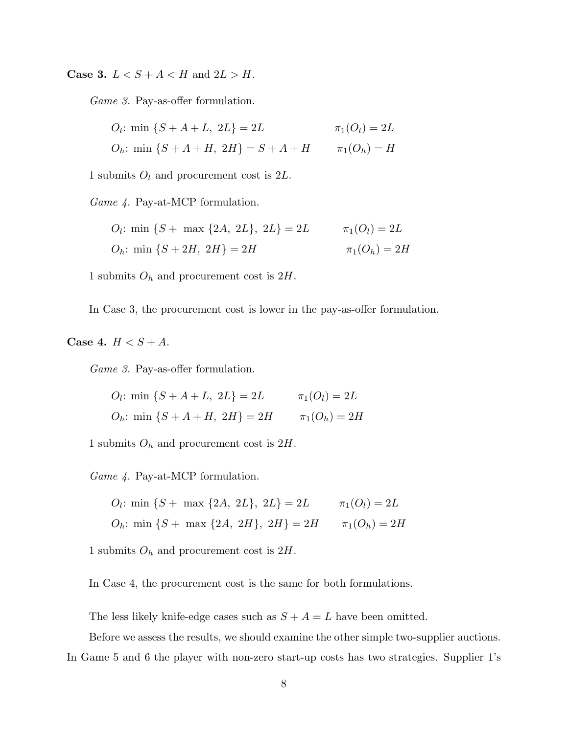**Case 3.** $L < S + A < H$ and $2L > H$.

*Game 3.* Pay-as-offer formulation.

$O_l$: $\min\{S + A + L,\ 2L\} = 2L$ $\quad\quad$ $\pi_1(O_l) = 2L$

$O_h$: $\min\{S + A + H,\ 2H\} = S + A + H$ $\quad\quad$ $\pi_1(O_h) = H$

1 submits $O_l$ and procurement cost is $2L$.

*Game 4.* Pay-at-MCP formulation.

$O_l$: $\min\{S + \max\{2A,\ 2L\},\ 2L\} = 2L$ $\quad\quad$ $\pi_1(O_l) = 2L$

$O_h$: $\min\{S + 2H,\ 2H\} = 2H$ $\quad\quad$ $\pi_1(O_h) = 2H$

1 submits $O_h$ and procurement cost is $2H$.

In Case 3, the procurement cost is lower in the pay-as-offer formulation.

**Case 4.** $H < S + A$.

*Game 3.* Pay-as-offer formulation.

$O_l$: $\min\{S + A + L,\ 2L\} = 2L$ $\quad\quad$ $\pi_1(O_l) = 2L$

$O_h$: $\min\{S + A + H,\ 2H\} = 2H$ $\quad\quad$ $\pi_1(O_h) = 2H$

1 submits $O_h$ and procurement cost is $2H$.

*Game 4.* Pay-at-MCP formulation.

$O_l$: $\min\{S + \max\{2A,\ 2L\},\ 2L\} = 2L$ $\quad\quad$ $\pi_1(O_l) = 2L$

$O_h$: $\min\{S + \max\{2A,\ 2H\},\ 2H\} = 2H$ $\quad\quad$ $\pi_1(O_h) = 2H$

1 submits $O_h$ and procurement cost is $2H$.

In Case 4, the procurement cost is the same for both formulations.

The less likely knife-edge cases such as $S + A = L$ have been omitted.

Before we assess the results, we should examine the other simple two-supplier auctions. In Game 5 and 6 the player with non-zero start-up costs has two strategies. Supplier 1's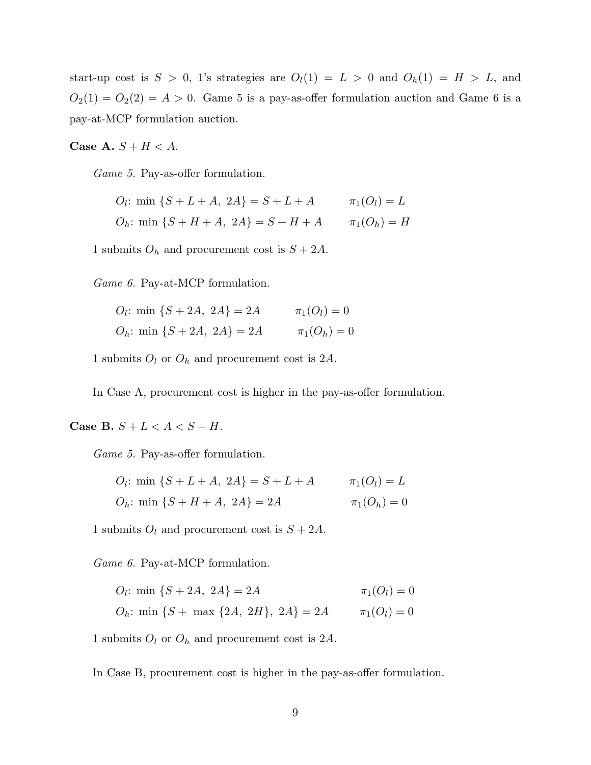start-up cost is $S > 0$, 1's strategies are $O_l(1) = L > 0$ and $O_h(1) = H > L$, and $O_2(1) = O_2(2) = A > 0$. Game 5 is a pay-as-offer formulation auction and Game 6 is a pay-at-MCP formulation auction.

**Case A.** $S + H < A$.

*Game 5.* Pay-as-offer formulation.

$$O_l\text{: } \min\{S + L + A,\ 2A\} = S + L + A \qquad \pi_1(O_l) = L$$

$$O_h\text{: } \min\{S + H + A,\ 2A\} = S + H + A \qquad \pi_1(O_h) = H$$

1 submits $O_h$ and procurement cost is $S + 2A$.

*Game 6.* Pay-at-MCP formulation.

$$O_l\text{: } \min\{S + 2A,\ 2A\} = 2A \qquad \pi_1(O_l) = 0$$

$$O_h\text{: } \min\{S + 2A,\ 2A\} = 2A \qquad \pi_1(O_h) = 0$$

1 submits $O_l$ or $O_h$ and procurement cost is $2A$.

In Case A, procurement cost is higher in the pay-as-offer formulation.

**Case B.** $S + L < A < S + H$.

*Game 5.* Pay-as-offer formulation.

$$O_l\text{: } \min\{S + L + A,\ 2A\} = S + L + A \qquad \pi_1(O_l) = L$$

$$O_h\text{: } \min\{S + H + A,\ 2A\} = 2A \qquad \pi_1(O_h) = 0$$

1 submits $O_l$ and procurement cost is $S + 2A$.

*Game 6.* Pay-at-MCP formulation.

$$O_l\text{: } \min\{S + 2A,\ 2A\} = 2A \qquad \pi_1(O_l) = 0$$

$$O_h\text{: } \min\{S + \max\{2A,\ 2H\},\ 2A\} = 2A \qquad \pi_1(O_l) = 0$$

1 submits $O_l$ or $O_h$ and procurement cost is $2A$.

In Case B, procurement cost is higher in the pay-as-offer formulation.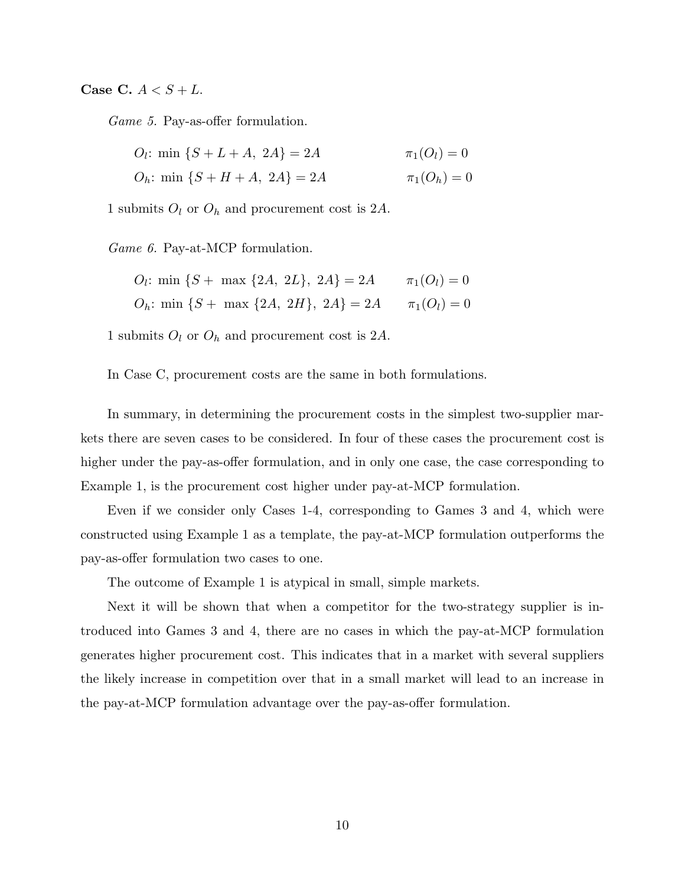**Case C.** $A < S + L$.

*Game 5.* Pay-as-offer formulation.

$$O_l\text{: } \min\{S + L + A,\ 2A\} = 2A \qquad \pi_1(O_l) = 0$$

$$O_h\text{: } \min\{S + H + A,\ 2A\} = 2A \qquad \pi_1(O_h) = 0$$

1 submits $O_l$ or $O_h$ and procurement cost is $2A$.

*Game 6.* Pay-at-MCP formulation.

$$O_l\text{: } \min\{S + \max\{2A,\ 2L\},\ 2A\} = 2A \qquad \pi_1(O_l) = 0$$

$$O_h\text{: } \min\{S + \max\{2A,\ 2H\},\ 2A\} = 2A \qquad \pi_1(O_l) = 0$$

1 submits $O_l$ or $O_h$ and procurement cost is $2A$.

In Case C, procurement costs are the same in both formulations.

In summary, in determining the procurement costs in the simplest two-supplier markets there are seven cases to be considered. In four of these cases the procurement cost is higher under the pay-as-offer formulation, and in only one case, the case corresponding to Example 1, is the procurement cost higher under pay-at-MCP formulation.

Even if we consider only Cases 1-4, corresponding to Games 3 and 4, which were constructed using Example 1 as a template, the pay-at-MCP formulation outperforms the pay-as-offer formulation two cases to one.

The outcome of Example 1 is atypical in small, simple markets.

Next it will be shown that when a competitor for the two-strategy supplier is introduced into Games 3 and 4, there are no cases in which the pay-at-MCP formulation generates higher procurement cost. This indicates that in a market with several suppliers the likely increase in competition over that in a small market will lead to an increase in the pay-at-MCP formulation advantage over the pay-as-offer formulation.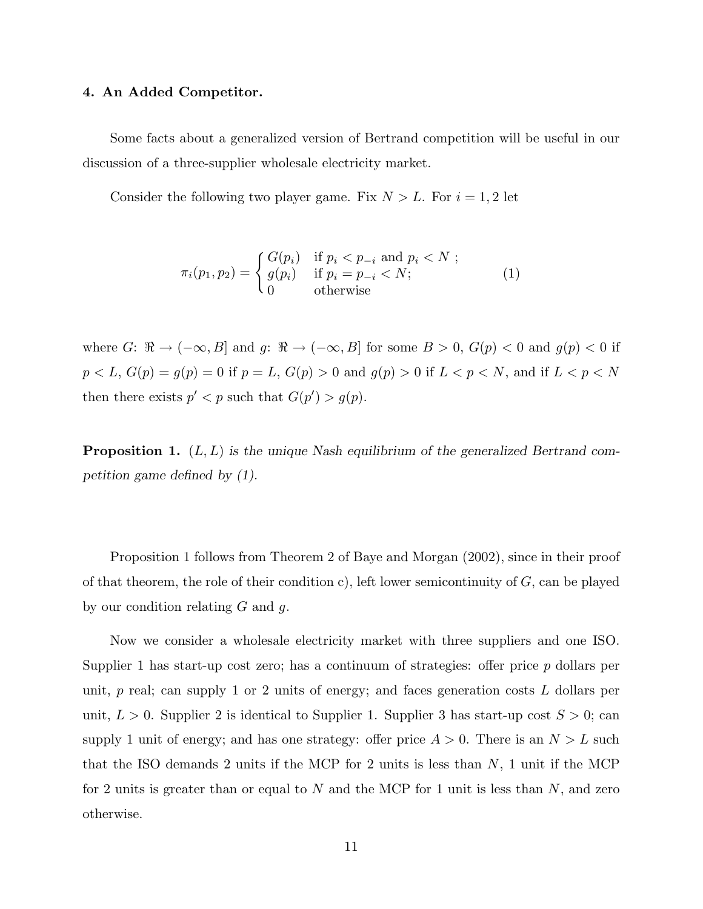### 4. An Added Competitor.

Some facts about a generalized version of Bertrand competition will be useful in our discussion of a three-supplier wholesale electricity market.

Consider the following two player game. Fix $N > L$. For $i = 1, 2$ let

$$\pi_i(p_1, p_2) = \begin{cases} G(p_i) & \text{if } p_i < p_{-i} \text{ and } p_i < N \text{ ;} \\ g(p_i) & \text{if } p_i = p_{-i} < N; \\ 0 & \text{otherwise} \end{cases} \tag{1}$$

where $G$: $\Re \to (-\infty, B]$ and $g$: $\Re \to (-\infty, B]$ for some $B > 0$, $G(p) < 0$ and $g(p) < 0$ if $p < L$, $G(p) = g(p) = 0$ if $p = L$, $G(p) > 0$ and $g(p) > 0$ if $L < p < N$, and if $L < p < N$ then there exists $p' < p$ such that $G(p') > g(p)$.

**Proposition 1.** *$(L, L)$ is the unique Nash equilibrium of the generalized Bertrand competition game defined by (1).*

Proposition 1 follows from Theorem 2 of Baye and Morgan (2002), since in their proof of that theorem, the role of their condition c), left lower semicontinuity of $G$, can be played by our condition relating $G$ and $g$.

Now we consider a wholesale electricity market with three suppliers and one ISO. Supplier 1 has start-up cost zero; has a continuum of strategies: offer price $p$ dollars per unit, $p$ real; can supply 1 or 2 units of energy; and faces generation costs $L$ dollars per unit, $L > 0$. Supplier 2 is identical to Supplier 1. Supplier 3 has start-up cost $S > 0$; can supply 1 unit of energy; and has one strategy: offer price $A > 0$. There is an $N > L$ such that the ISO demands 2 units if the MCP for 2 units is less than $N$, 1 unit if the MCP for 2 units is greater than or equal to $N$ and the MCP for 1 unit is less than $N$, and zero otherwise.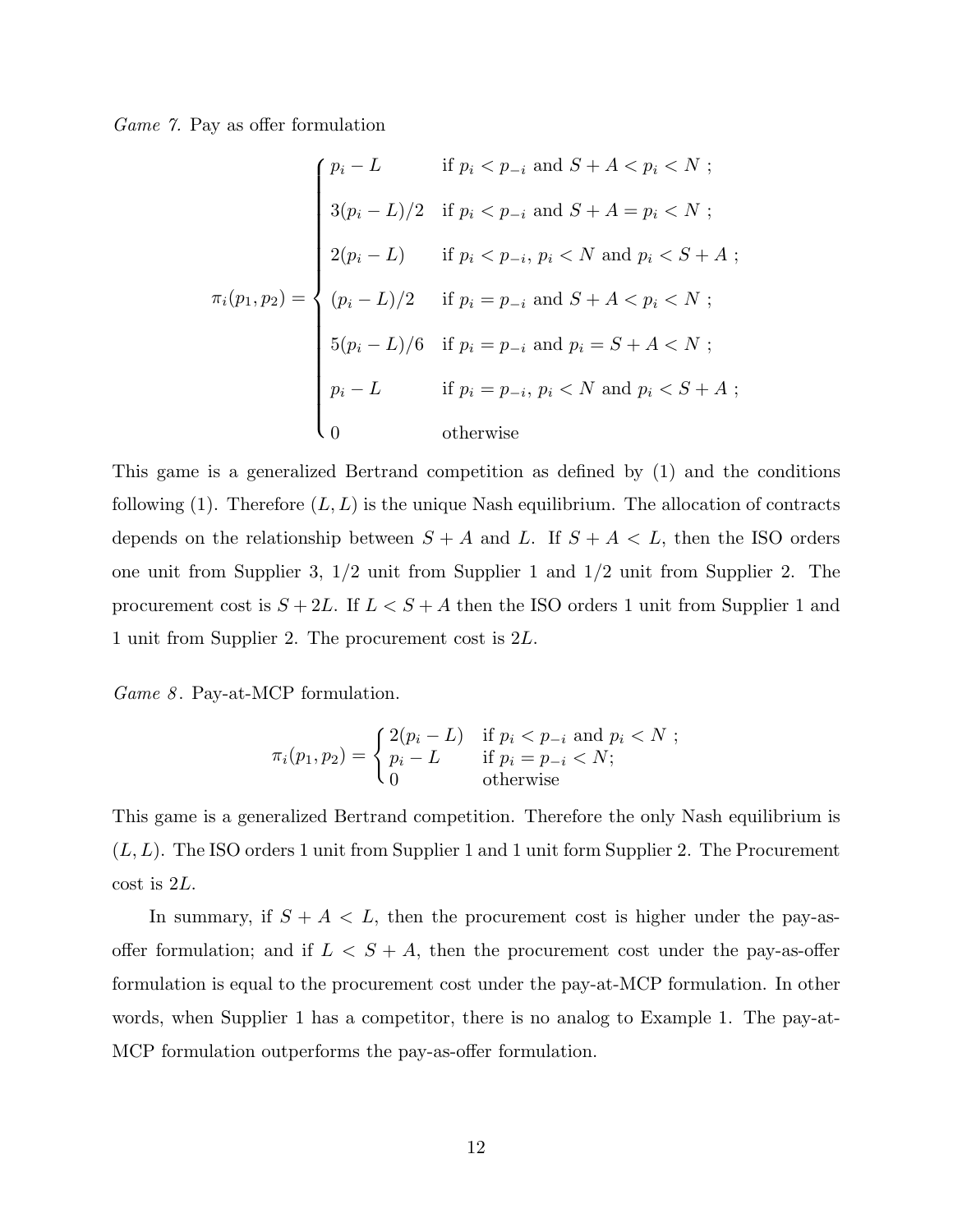*Game 7.* Pay as offer formulation

$$
\pi_i(p_1, p_2) = \begin{cases} p_i - L & \text{if } p_i < p_{-i} \text{ and } S + A < p_i < N \text{ ;} \\ 3(p_i - L)/2 & \text{if } p_i < p_{-i} \text{ and } S + A = p_i < N \text{ ;} \\ 2(p_i - L) & \text{if } p_i < p_{-i},\ p_i < N \text{ and } p_i < S + A \text{ ;} \\ (p_i - L)/2 & \text{if } p_i = p_{-i} \text{ and } S + A < p_i < N \text{ ;} \\ 5(p_i - L)/6 & \text{if } p_i = p_{-i} \text{ and } p_i = S + A < N \text{ ;} \\ p_i - L & \text{if } p_i = p_{-i},\ p_i < N \text{ and } p_i < S + A \text{ ;} \\ 0 & \text{otherwise} \end{cases}
$$

This game is a generalized Bertrand competition as defined by (1) and the conditions following (1). Therefore $(L, L)$ is the unique Nash equilibrium. The allocation of contracts depends on the relationship between $S + A$ and $L$. If $S + A < L$, then the ISO orders one unit from Supplier 3, 1/2 unit from Supplier 1 and 1/2 unit from Supplier 2. The procurement cost is $S + 2L$. If $L < S + A$ then the ISO orders 1 unit from Supplier 1 and 1 unit from Supplier 2. The procurement cost is $2L$.

*Game 8*. Pay-at-MCP formulation.

$$
\pi_i(p_1, p_2) = \begin{cases} 2(p_i - L) & \text{if } p_i < p_{-i} \text{ and } p_i < N \text{ ;} \\ p_i - L & \text{if } p_i = p_{-i} < N; \\ 0 & \text{otherwise} \end{cases}
$$

This game is a generalized Bertrand competition. Therefore the only Nash equilibrium is $(L, L)$. The ISO orders 1 unit from Supplier 1 and 1 unit form Supplier 2. The Procurement cost is $2L$.

In summary, if $S + A < L$, then the procurement cost is higher under the pay-as-offer formulation; and if $L < S + A$, then the procurement cost under the pay-as-offer formulation is equal to the procurement cost under the pay-at-MCP formulation. In other words, when Supplier 1 has a competitor, there is no analog to Example 1. The pay-at-MCP formulation outperforms the pay-as-offer formulation.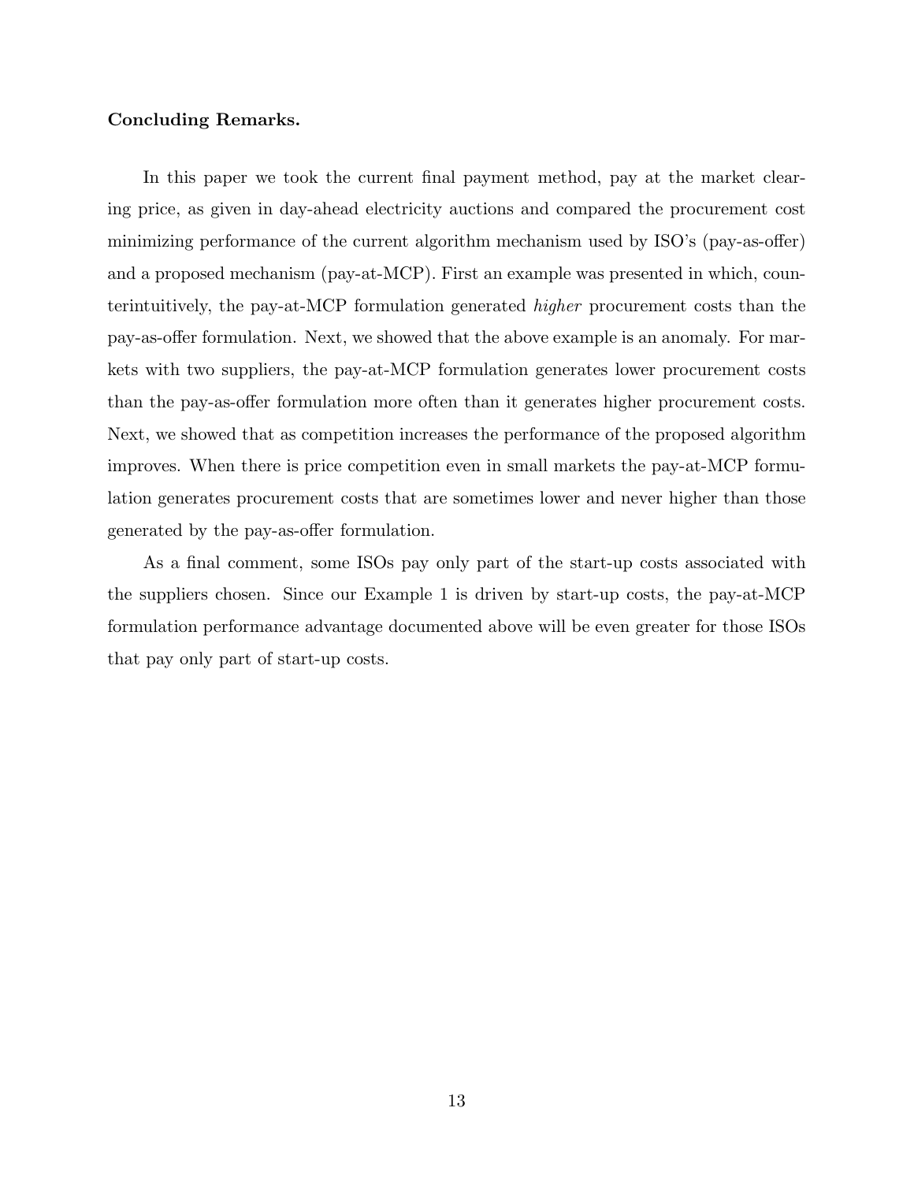**Concluding Remarks.**

In this paper we took the current final payment method, pay at the market clearing price, as given in day-ahead electricity auctions and compared the procurement cost minimizing performance of the current algorithm mechanism used by ISO's (pay-as-offer) and a proposed mechanism (pay-at-MCP). First an example was presented in which, counterintuitively, the pay-at-MCP formulation generated *higher* procurement costs than the pay-as-offer formulation. Next, we showed that the above example is an anomaly. For markets with two suppliers, the pay-at-MCP formulation generates lower procurement costs than the pay-as-offer formulation more often than it generates higher procurement costs. Next, we showed that as competition increases the performance of the proposed algorithm improves. When there is price competition even in small markets the pay-at-MCP formulation generates procurement costs that are sometimes lower and never higher than those generated by the pay-as-offer formulation.

As a final comment, some ISOs pay only part of the start-up costs associated with the suppliers chosen. Since our Example 1 is driven by start-up costs, the pay-at-MCP formulation performance advantage documented above will be even greater for those ISOs that pay only part of start-up costs.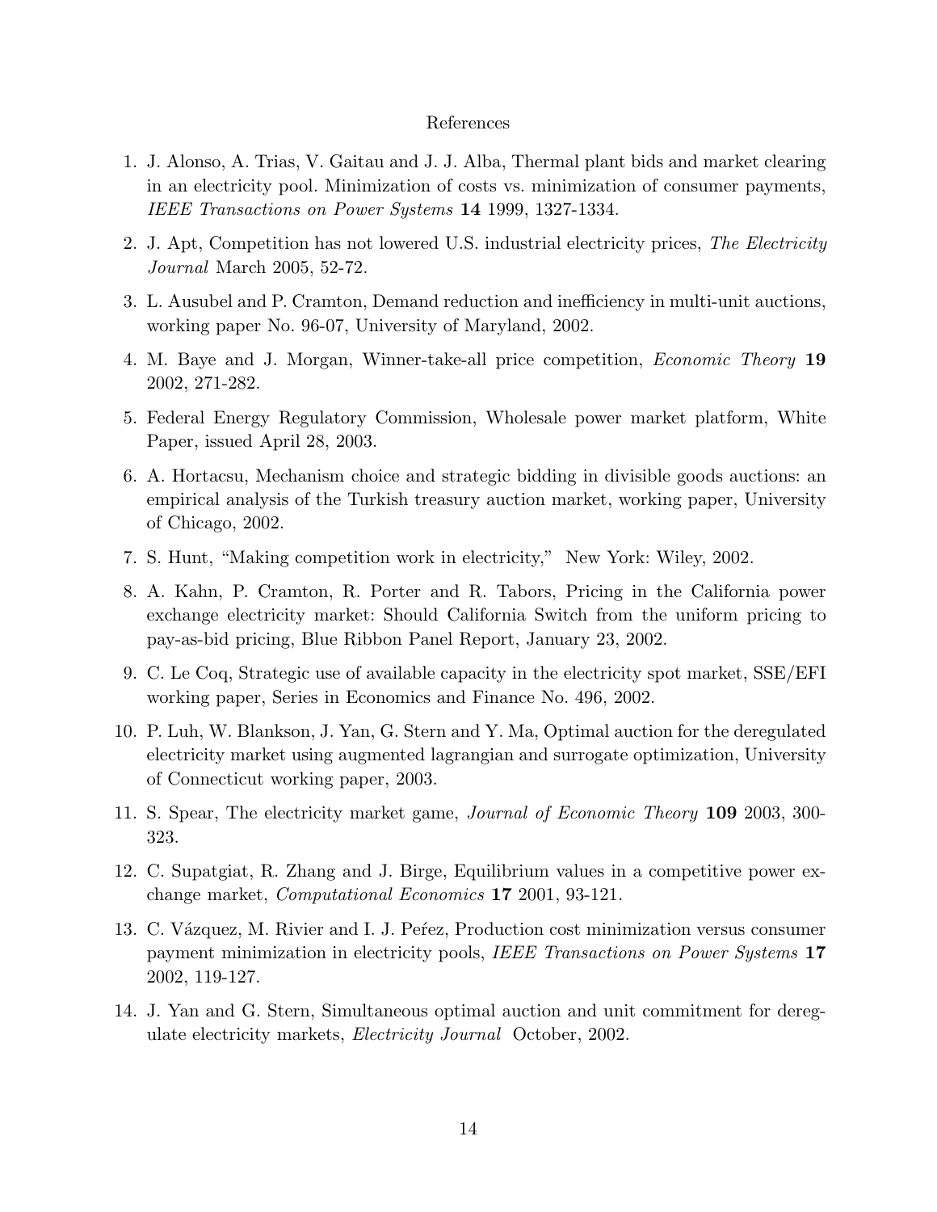# References

1. J. Alonso, A. Trias, V. Gaitau and J. J. Alba, Thermal plant bids and market clearing in an electricity pool. Minimization of costs vs. minimization of consumer payments, *IEEE Transactions on Power Systems* **14** 1999, 1327-1334.
2. J. Apt, Competition has not lowered U.S. industrial electricity prices, *The Electricity Journal* March 2005, 52-72.
3. L. Ausubel and P. Cramton, Demand reduction and inefficiency in multi-unit auctions, working paper No. 96-07, University of Maryland, 2002.
4. M. Baye and J. Morgan, Winner-take-all price competition, *Economic Theory* **19** 2002, 271-282.
5. Federal Energy Regulatory Commission, Wholesale power market platform, White Paper, issued April 28, 2003.
6. A. Hortacsu, Mechanism choice and strategic bidding in divisible goods auctions: an empirical analysis of the Turkish treasury auction market, working paper, University of Chicago, 2002.
7. S. Hunt, "Making competition work in electricity," New York: Wiley, 2002.
8. A. Kahn, P. Cramton, R. Porter and R. Tabors, Pricing in the California power exchange electricity market: Should California Switch from the uniform pricing to pay-as-bid pricing, Blue Ribbon Panel Report, January 23, 2002.
9. C. Le Coq, Strategic use of available capacity in the electricity spot market, SSE/EFI working paper, Series in Economics and Finance No. 496, 2002.
10. P. Luh, W. Blankson, J. Yan, G. Stern and Y. Ma, Optimal auction for the deregulated electricity market using augmented lagrangian and surrogate optimization, University of Connecticut working paper, 2003.
11. S. Spear, The electricity market game, *Journal of Economic Theory* **109** 2003, 300-323.
12. C. Supatgiat, R. Zhang and J. Birge, Equilibrium values in a competitive power exchange market, *Computational Economics* **17** 2001, 93-121.
13. C. Vázquez, M. Rivier and I. J. Peŕez, Production cost minimization versus consumer payment minimization in electricity pools, *IEEE Transactions on Power Systems* **17** 2002, 119-127.
14. J. Yan and G. Stern, Simultaneous optimal auction and unit commitment for deregulate electricity markets, *Electricity Journal* October, 2002.